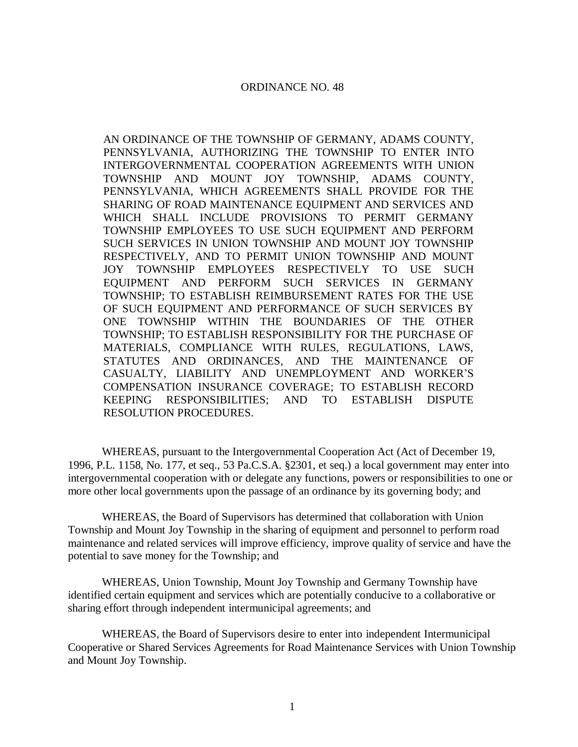# ORDINANCE NO. 48

AN ORDINANCE OF THE TOWNSHIP OF GERMANY, ADAMS COUNTY, PENNSYLVANIA, AUTHORIZING THE TOWNSHIP TO ENTER INTO INTERGOVERNMENTAL COOPERATION AGREEMENTS WITH UNION TOWNSHIP AND MOUNT JOY TOWNSHIP, ADAMS COUNTY, PENNSYLVANIA, WHICH AGREEMENTS SHALL PROVIDE FOR THE SHARING OF ROAD MAINTENANCE EQUIPMENT AND SERVICES AND WHICH SHALL INCLUDE PROVISIONS TO PERMIT GERMANY TOWNSHIP EMPLOYEES TO USE SUCH EQUIPMENT AND PERFORM SUCH SERVICES IN UNION TOWNSHIP AND MOUNT JOY TOWNSHIP RESPECTIVELY, AND TO PERMIT UNION TOWNSHIP AND MOUNT JOY TOWNSHIP EMPLOYEES RESPECTIVELY TO USE SUCH EQUIPMENT AND PERFORM SUCH SERVICES IN GERMANY TOWNSHIP; TO ESTABLISH REIMBURSEMENT RATES FOR THE USE OF SUCH EQUIPMENT AND PERFORMANCE OF SUCH SERVICES BY ONE TOWNSHIP WITHIN THE BOUNDARIES OF THE OTHER TOWNSHIP; TO ESTABLISH RESPONSIBILITY FOR THE PURCHASE OF MATERIALS, COMPLIANCE WITH RULES, REGULATIONS, LAWS, STATUTES AND ORDINANCES, AND THE MAINTENANCE OF CASUALTY, LIABILITY AND UNEMPLOYMENT AND WORKER'S COMPENSATION INSURANCE COVERAGE; TO ESTABLISH RECORD KEEPING RESPONSIBILITIES; AND TO ESTABLISH DISPUTE RESOLUTION PROCEDURES.

WHEREAS, pursuant to the Intergovernmental Cooperation Act (Act of December 19, 1996, P.L. 1158, No. 177, et seq., 53 Pa.C.S.A. §2301, et seq.) a local government may enter into intergovernmental cooperation with or delegate any functions, powers or responsibilities to one or more other local governments upon the passage of an ordinance by its governing body; and

WHEREAS, the Board of Supervisors has determined that collaboration with Union Township and Mount Joy Township in the sharing of equipment and personnel to perform road maintenance and related services will improve efficiency, improve quality of service and have the potential to save money for the Township; and

WHEREAS, Union Township, Mount Joy Township and Germany Township have identified certain equipment and services which are potentially conducive to a collaborative or sharing effort through independent intermunicipal agreements; and

WHEREAS, the Board of Supervisors desire to enter into independent Intermunicipal Cooperative or Shared Services Agreements for Road Maintenance Services with Union Township and Mount Joy Township.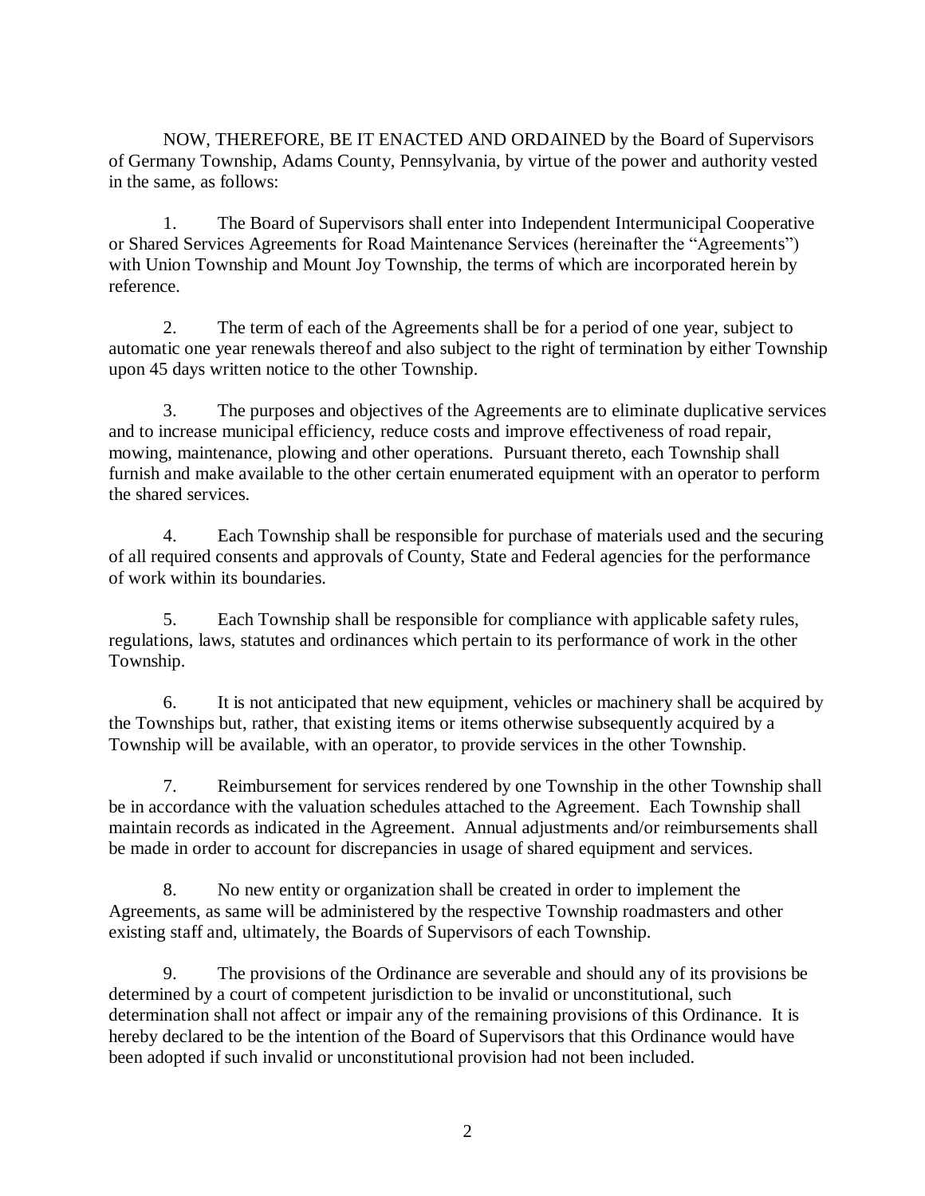NOW, THEREFORE, BE IT ENACTED AND ORDAINED by the Board of Supervisors of Germany Township, Adams County, Pennsylvania, by virtue of the power and authority vested in the same, as follows:

1. The Board of Supervisors shall enter into Independent Intermunicipal Cooperative or Shared Services Agreements for Road Maintenance Services (hereinafter the "Agreements") with Union Township and Mount Joy Township, the terms of which are incorporated herein by reference.

2. The term of each of the Agreements shall be for a period of one year, subject to automatic one year renewals thereof and also subject to the right of termination by either Township upon 45 days written notice to the other Township.

3. The purposes and objectives of the Agreements are to eliminate duplicative services and to increase municipal efficiency, reduce costs and improve effectiveness of road repair, mowing, maintenance, plowing and other operations. Pursuant thereto, each Township shall furnish and make available to the other certain enumerated equipment with an operator to perform the shared services.

4. Each Township shall be responsible for purchase of materials used and the securing of all required consents and approvals of County, State and Federal agencies for the performance of work within its boundaries.

5. Each Township shall be responsible for compliance with applicable safety rules, regulations, laws, statutes and ordinances which pertain to its performance of work in the other Township.

6. It is not anticipated that new equipment, vehicles or machinery shall be acquired by the Townships but, rather, that existing items or items otherwise subsequently acquired by a Township will be available, with an operator, to provide services in the other Township.

7. Reimbursement for services rendered by one Township in the other Township shall be in accordance with the valuation schedules attached to the Agreement. Each Township shall maintain records as indicated in the Agreement. Annual adjustments and/or reimbursements shall be made in order to account for discrepancies in usage of shared equipment and services.

8. No new entity or organization shall be created in order to implement the Agreements, as same will be administered by the respective Township roadmasters and other existing staff and, ultimately, the Boards of Supervisors of each Township.

9. The provisions of the Ordinance are severable and should any of its provisions be determined by a court of competent jurisdiction to be invalid or unconstitutional, such determination shall not affect or impair any of the remaining provisions of this Ordinance. It is hereby declared to be the intention of the Board of Supervisors that this Ordinance would have been adopted if such invalid or unconstitutional provision had not been included.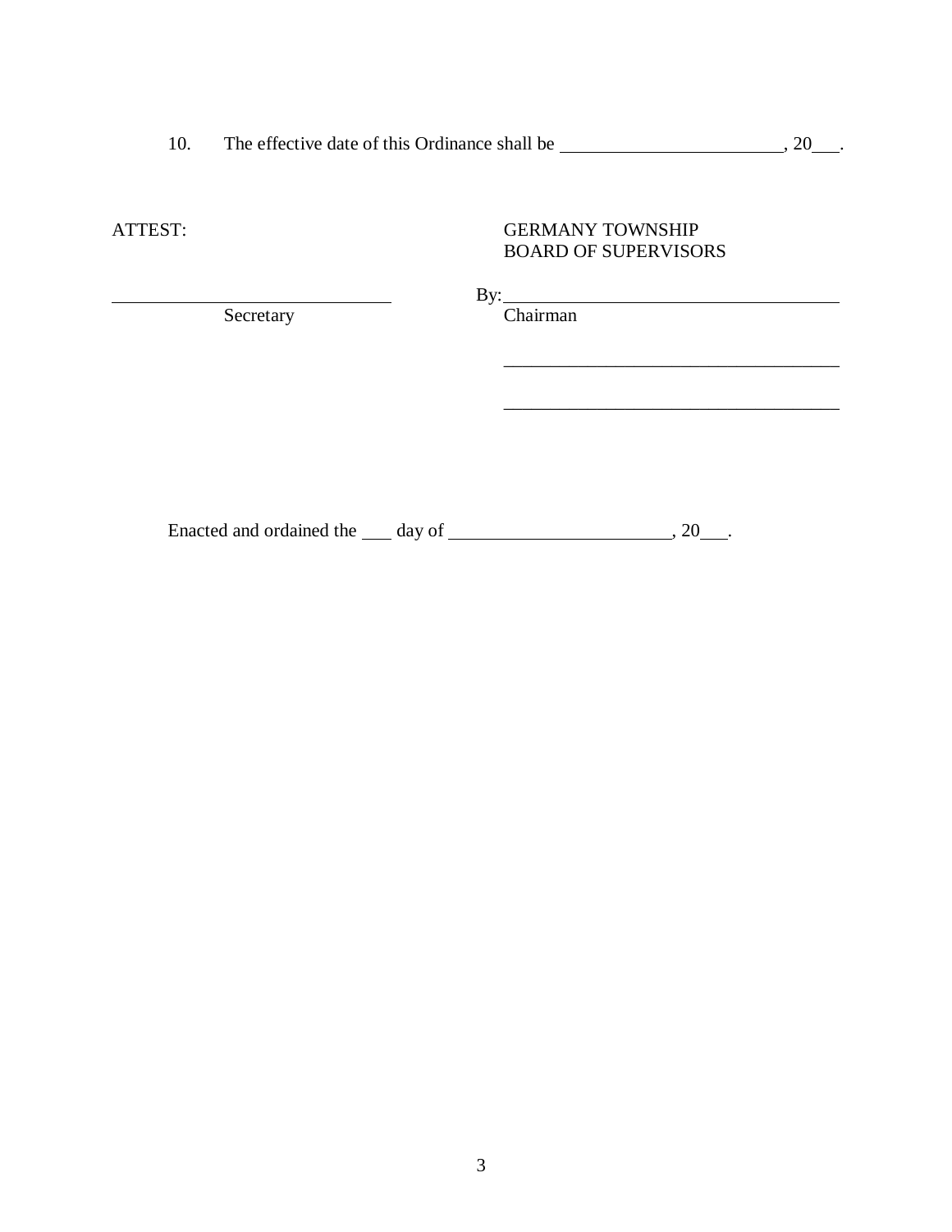10. The effective date of this Ordinance shall be ________________________, 20___.

ATTEST: GERMANY TOWNSHIP BOARD OF SUPERVISORS

______________________________
Secretary

By: ____________________________________
Chairman

____________________________________

____________________________________

Enacted and ordained the ___ day of ________________________, 20___.